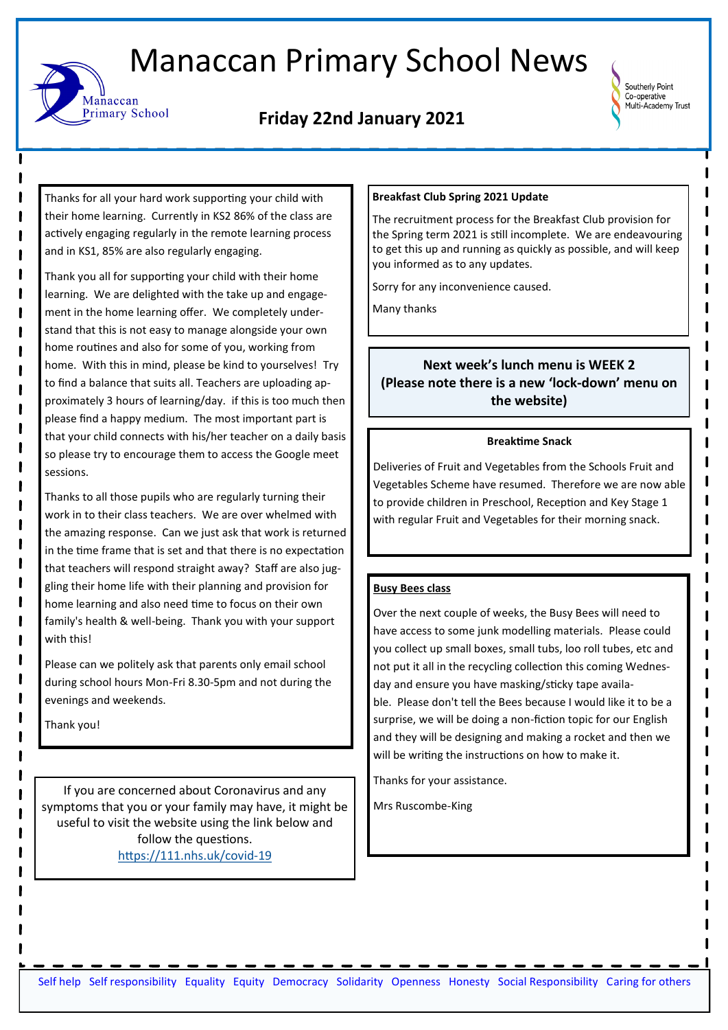# Manaccan Primary School News

Manaccan Primary School

**Friday 22nd January 2021**

Southerly Point Co-operative Multi-Academy Trust

Thanks for all your hard work supporting your child with their home learning. Currently in KS2 86% of the class are actively engaging regularly in the remote learning process and in KS1, 85% are also regularly engaging.

Thank you all for supporting your child with their home learning. We are delighted with the take up and engagement in the home learning offer. We completely understand that this is not easy to manage alongside your own home routines and also for some of you, working from home. With this in mind, please be kind to yourselves! Try to find a balance that suits all. Teachers are uploading approximately 3 hours of learning/day. if this is too much then please find a happy medium. The most important part is that your child connects with his/her teacher on a daily basis so please try to encourage them to access the Google meet sessions.

Thanks to all those pupils who are regularly turning their work in to their class teachers. We are over whelmed with the amazing response. Can we just ask that work is returned in the time frame that is set and that there is no expectation that teachers will respond straight away? Staff are also juggling their home life with their planning and provision for home learning and also need time to focus on their own family's health & well-being. Thank you with your support with this!

Please can we politely ask that parents only email school during school hours Mon-Fri 8.30-5pm and not during the evenings and weekends.

Thank you!

If you are concerned about Coronavirus and any symptoms that you or your family may have, it might be useful to visit the website using the link below and follow the questions.
https://111.nhs.uk/covid-19

**Breakfast Club Spring 2021 Update**

The recruitment process for the Breakfast Club provision for the Spring term 2021 is still incomplete. We are endeavouring to get this up and running as quickly as possible, and will keep you informed as to any updates.

Sorry for any inconvenience caused.

Many thanks

**Next week's lunch menu is WEEK 2 (Please note there is a new 'lock-down' menu on the website)**

**Breaktime Snack**

Deliveries of Fruit and Vegetables from the Schools Fruit and Vegetables Scheme have resumed. Therefore we are now able to provide children in Preschool, Reception and Key Stage 1 with regular Fruit and Vegetables for their morning snack.

**Busy Bees class**

Over the next couple of weeks, the Busy Bees will need to have access to some junk modelling materials. Please could you collect up small boxes, small tubs, loo roll tubes, etc and not put it all in the recycling collection this coming Wednesday and ensure you have masking/sticky tape available. Please don't tell the Bees because I would like it to be a surprise, we will be doing a non-fiction topic for our English and they will be designing and making a rocket and then we will be writing the instructions on how to make it.

Thanks for your assistance.

Mrs Ruscombe-King

Self help Self responsibility Equality Equity Democracy Solidarity Openness Honesty Social Responsibility Caring for others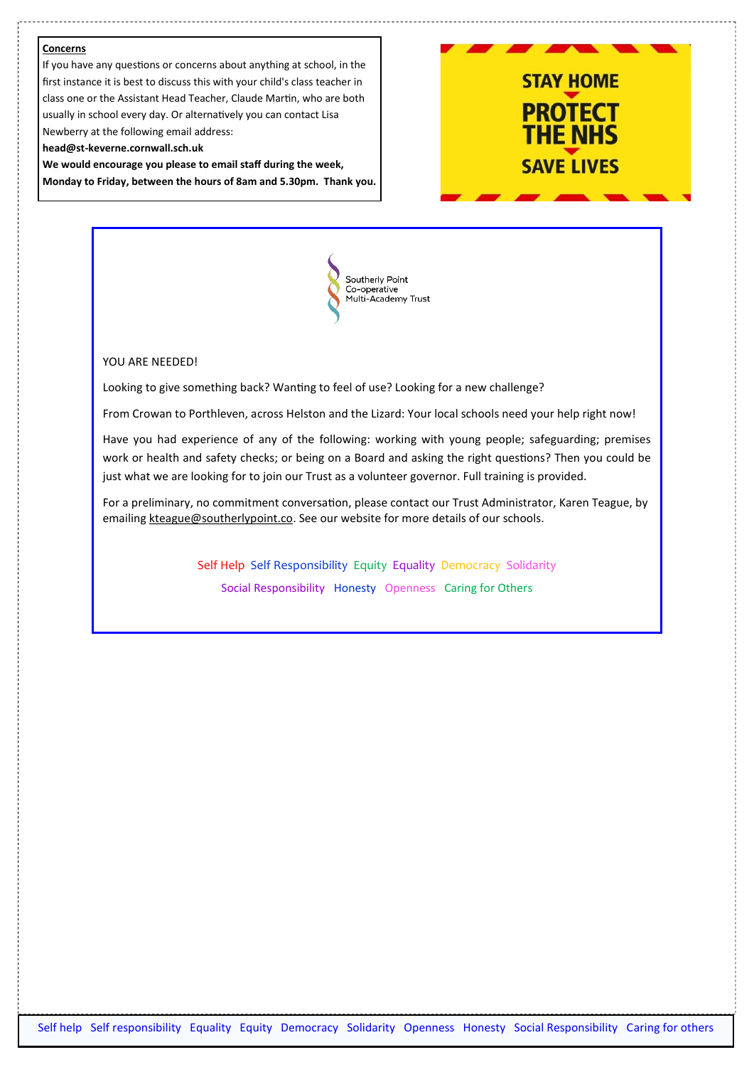**Concerns**

If you have any questions or concerns about anything at school, in the first instance it is best to discuss this with your child's class teacher in class one or the Assistant Head Teacher, Claude Martin, who are both usually in school every day. Or alternatively you can contact Lisa Newberry at the following email address:

**head@st-keverne.cornwall.sch.uk**

**We would encourage you please to email staff during the week, Monday to Friday, between the hours of 8am and 5.30pm. Thank you.**

STAY HOME

PROTECT THE NHS

SAVE LIVES

Southerly Point Co-operative Multi-Academy Trust

YOU ARE NEEDED!

Looking to give something back? Wanting to feel of use? Looking for a new challenge?

From Crowan to Porthleven, across Helston and the Lizard: Your local schools need your help right now!

Have you had experience of any of the following: working with young people; safeguarding; premises work or health and safety checks; or being on a Board and asking the right questions? Then you could be just what we are looking for to join our Trust as a volunteer governor. Full training is provided.

For a preliminary, no commitment conversation, please contact our Trust Administrator, Karen Teague, by emailing kteague@southerlypoint.co. See our website for more details of our schools.

Self Help Self Responsibility Equity Equality Democracy Solidarity

Social Responsibility Honesty Openness Caring for Others